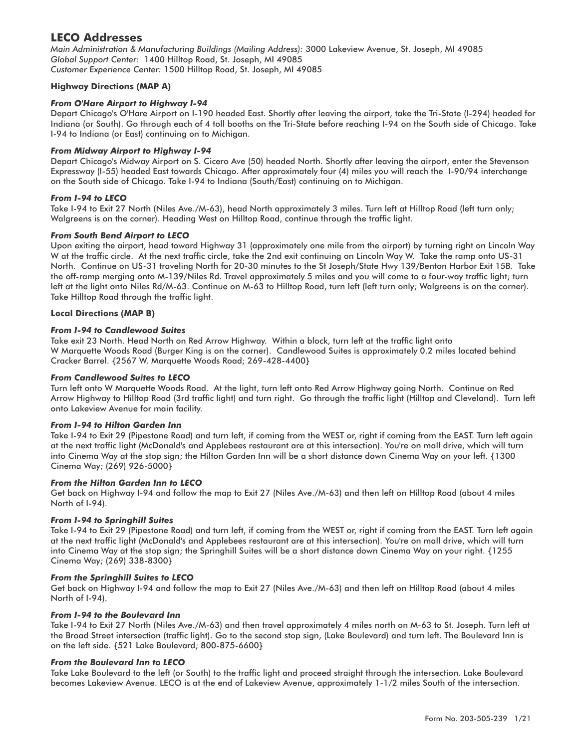# LECO Addresses

*Main Administration & Manufacturing Buildings (Mailing Address):* 3000 Lakeview Avenue, St. Joseph, MI 49085
*Global Support Center:* 1400 Hilltop Road, St. Joseph, MI 49085
*Customer Experience Center:* 1500 Hilltop Road, St. Joseph, MI 49085

**Highway Directions (MAP A)**

***From O'Hare Airport to Highway I-94***

Depart Chicago's O'Hare Airport on I-190 headed East. Shortly after leaving the airport, take the Tri-State (I-294) headed for Indiana (or South). Go through each of 4 toll booths on the Tri-State before reaching I-94 on the South side of Chicago. Take I-94 to Indiana (or East) continuing on to Michigan.

***From Midway Airport to Highway I-94***

Depart Chicago's Midway Airport on S. Cicero Ave (50) headed North. Shortly after leaving the airport, enter the Stevenson Expressway (I-55) headed East towards Chicago. After approximately four (4) miles you will reach the I-90/94 interchange on the South side of Chicago. Take I-94 to Indiana (South/East) continuing on to Michigan.

***From I-94 to LECO***

Take I-94 to Exit 27 North (Niles Ave./M-63), head North approximately 3 miles. Turn left at Hilltop Road (left turn only; Walgreens is on the corner). Heading West on Hilltop Road, continue through the traffic light.

***From South Bend Airport to LECO***

Upon exiting the airport, head toward Highway 31 (approximately one mile from the airport) by turning right on Lincoln Way W at the traffic circle. At the next traffic circle, take the 2nd exit continuing on Lincoln Way W. Take the ramp onto US-31 North. Continue on US-31 traveling North for 20-30 minutes to the St Joseph/State Hwy 139/Benton Harbor Exit 15B. Take the off-ramp merging onto M-139/Niles Rd. Travel approximately 5 miles and you will come to a four-way traffic light; turn left at the light onto Niles Rd/M-63. Continue on M-63 to Hilltop Road, turn left (left turn only; Walgreens is on the corner). Take Hilltop Road through the traffic light.

**Local Directions (MAP B)**

***From I-94 to Candlewood Suites***

Take exit 23 North. Head North on Red Arrow Highway. Within a block, turn left at the traffic light onto W Marquette Woods Road (Burger King is on the corner). Candlewood Suites is approximately 0.2 miles located behind Cracker Barrel. {2567 W. Marquette Woods Road; 269-428-4400}

***From Candlewood Suites to LECO***

Turn left onto W Marquette Woods Road. At the light, turn left onto Red Arrow Highway going North. Continue on Red Arrow Highway to Hilltop Road (3rd traffic light) and turn right. Go through the traffic light (Hilltop and Cleveland). Turn left onto Lakeview Avenue for main facility.

***From I-94 to Hilton Garden Inn***

Take I-94 to Exit 29 (Pipestone Road) and turn left, if coming from the WEST or, right if coming from the EAST. Turn left again at the next traffic light (McDonald's and Applebees restaurant are at this intersection). You're on mall drive, which will turn into Cinema Way at the stop sign; the Hilton Garden Inn will be a short distance down Cinema Way on your left. {1300 Cinema Way; (269) 926-5000}

***From the Hilton Garden Inn to LECO***

Get back on Highway I-94 and follow the map to Exit 27 (Niles Ave./M-63) and then left on Hilltop Road (about 4 miles North of I-94).

***From I-94 to Springhill Suites***

Take I-94 to Exit 29 (Pipestone Road) and turn left, if coming from the WEST or, right if coming from the EAST. Turn left again at the next traffic light (McDonald's and Applebees restaurant are at this intersection). You're on mall drive, which will turn into Cinema Way at the stop sign; the Springhill Suites will be a short distance down Cinema Way on your right. {1255 Cinema Way; (269) 338-8300}

***From the Springhill Suites to LECO***

Get back on Highway I-94 and follow the map to Exit 27 (Niles Ave./M-63) and then left on Hilltop Road (about 4 miles North of I-94).

***From I-94 to the Boulevard Inn***

Take I-94 to Exit 27 North (Niles Ave./M-63) and then travel approximately 4 miles north on M-63 to St. Joseph. Turn left at the Broad Street intersection (traffic light). Go to the second stop sign, (Lake Boulevard) and turn left. The Boulevard Inn is on the left side. {521 Lake Boulevard; 800-875-6600}

***From the Boulevard Inn to LECO***

Take Lake Boulevard to the left (or South) to the traffic light and proceed straight through the intersection. Lake Boulevard becomes Lakeview Avenue. LECO is at the end of Lakeview Avenue, approximately 1-1/2 miles South of the intersection.

Form No. 203-505-239 1/21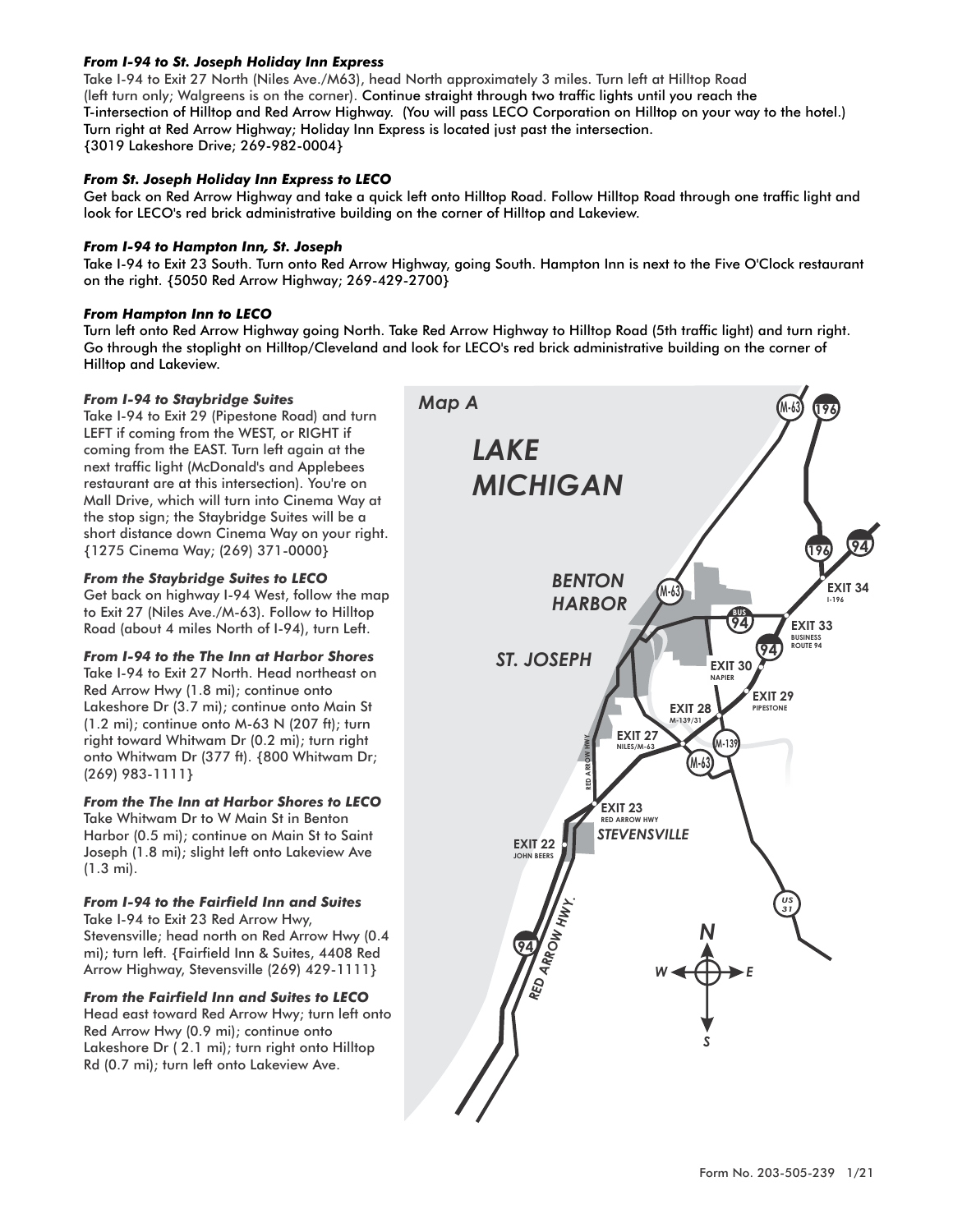***From I-94 to St. Joseph Holiday Inn Express***

Take I-94 to Exit 27 North (Niles Ave./M63), head North approximately 3 miles. Turn left at Hilltop Road (left turn only; Walgreens is on the corner). Continue straight through two traffic lights until you reach the T-intersection of Hilltop and Red Arrow Highway. (You will pass LECO Corporation on Hilltop on your way to the hotel.) Turn right at Red Arrow Highway; Holiday Inn Express is located just past the intersection. {3019 Lakeshore Drive; 269-982-0004}

***From St. Joseph Holiday Inn Express to LECO***

Get back on Red Arrow Highway and take a quick left onto Hilltop Road. Follow Hilltop Road through one traffic light and look for LECO's red brick administrative building on the corner of Hilltop and Lakeview.

***From I-94 to Hampton Inn, St. Joseph***

Take I-94 to Exit 23 South. Turn onto Red Arrow Highway, going South. Hampton Inn is next to the Five O'Clock restaurant on the right. {5050 Red Arrow Highway; 269-429-2700}

***From Hampton Inn to LECO***

Turn left onto Red Arrow Highway going North. Take Red Arrow Highway to Hilltop Road (5th traffic light) and turn right. Go through the stoplight on Hilltop/Cleveland and look for LECO's red brick administrative building on the corner of Hilltop and Lakeview.

***From I-94 to Staybridge Suites***

Take I-94 to Exit 29 (Pipestone Road) and turn LEFT if coming from the WEST, or RIGHT if coming from the EAST. Turn left again at the next traffic light (McDonald's and Applebees restaurant are at this intersection). You're on Mall Drive, which will turn into Cinema Way at the stop sign; the Staybridge Suites will be a short distance down Cinema Way on your right. {1275 Cinema Way; (269) 371-0000}

***From the Staybridge Suites to LECO***

Get back on highway I-94 West, follow the map to Exit 27 (Niles Ave./M-63). Follow to Hilltop Road (about 4 miles North of I-94), turn Left.

***From I-94 to the The Inn at Harbor Shores***

Take I-94 to Exit 27 North. Head northeast on Red Arrow Hwy (1.8 mi); continue onto Lakeshore Dr (3.7 mi); continue onto Main St (1.2 mi); continue onto M-63 N (207 ft); turn right toward Whitwam Dr (0.2 mi); turn right onto Whitwam Dr (377 ft). {800 Whitwam Dr; (269) 983-1111}

***From the The Inn at Harbor Shores to LECO***

Take Whitwam Dr to W Main St in Benton Harbor (0.5 mi); continue on Main St to Saint Joseph (1.8 mi); slight left onto Lakeview Ave (1.3 mi).

***From I-94 to the Fairfield Inn and Suites***

Take I-94 to Exit 23 Red Arrow Hwy, Stevensville; head north on Red Arrow Hwy (0.4 mi); turn left. {Fairfield Inn & Suites, 4408 Red Arrow Highway, Stevensville (269) 429-1111}

***From the Fairfield Inn and Suites to LECO***

Head east toward Red Arrow Hwy; turn left onto Red Arrow Hwy (0.9 mi); continue onto Lakeshore Dr ( 2.1 mi); turn right onto Hilltop Rd (0.7 mi); turn left onto Lakeview Ave.

*Map A*

LAKE MICHIGAN · BENTON HARBOR · ST. JOSEPH · STEVENSVILLE · EXIT 34 I-196 · EXIT 33 BUSINESS ROUTE 94 · EXIT 30 NAPIER · EXIT 29 PIPESTONE · EXIT 28 M-139/31 · EXIT 27 NILES/M-63 · EXIT 23 RED ARROW HWY · EXIT 22 JOHN BEERS · RED ARROW HWY. · M-63 · 196 · 94 · BUS 94 · M-139 · US 31 · N · S · E · W

Form No. 203-505-239 1/21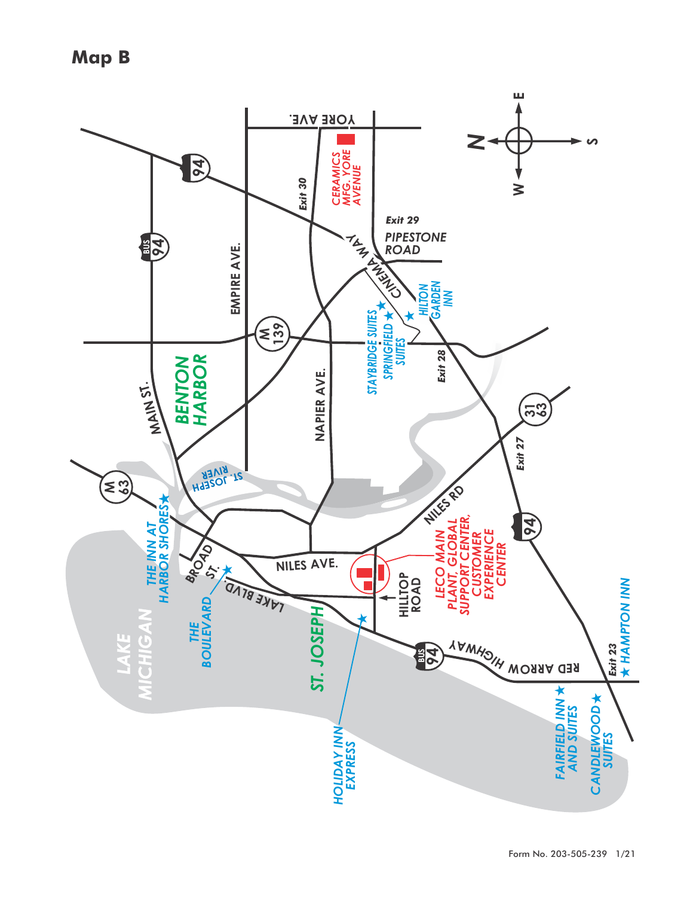## Map B

N
S
E
W

YORE AVE.

CERAMICS MFG. YORE AVENUE

94

Exit 30

BUS 94

EMPIRE AVE.

Exit 29

PIPESTONE ROAD

CINEMA WAY

HILTON GARDEN INN

STAYBRIDGE SUITES

SPRINGFIELD SUITES

M 139

Exit 28

MAIN ST.

BENTON HARBOR

NAPIER AVE.

31 63

Exit 27

ST. JOSEPH RIVER

M 63

NILES RD

THE INN AT HARBOR SHORES

94

BROAD ST.

NILES AVE.

LECO MAIN PLANT, GLOBAL SUPPORT CENTER, CUSTOMER EXPERIENCE CENTER

LAKE BLVD

HILLTOP ROAD

THE BOULEVARD

LAKE MICHIGAN

ST. JOSEPH

BUS 94

RED ARROW HIGHWAY

Exit 23

HAMPTON INN

HOLIDAY INN EXPRESS

FAIRFIELD INN AND SUITES

CANDLEWOOD SUITES

Form No. 203-505-239 1/21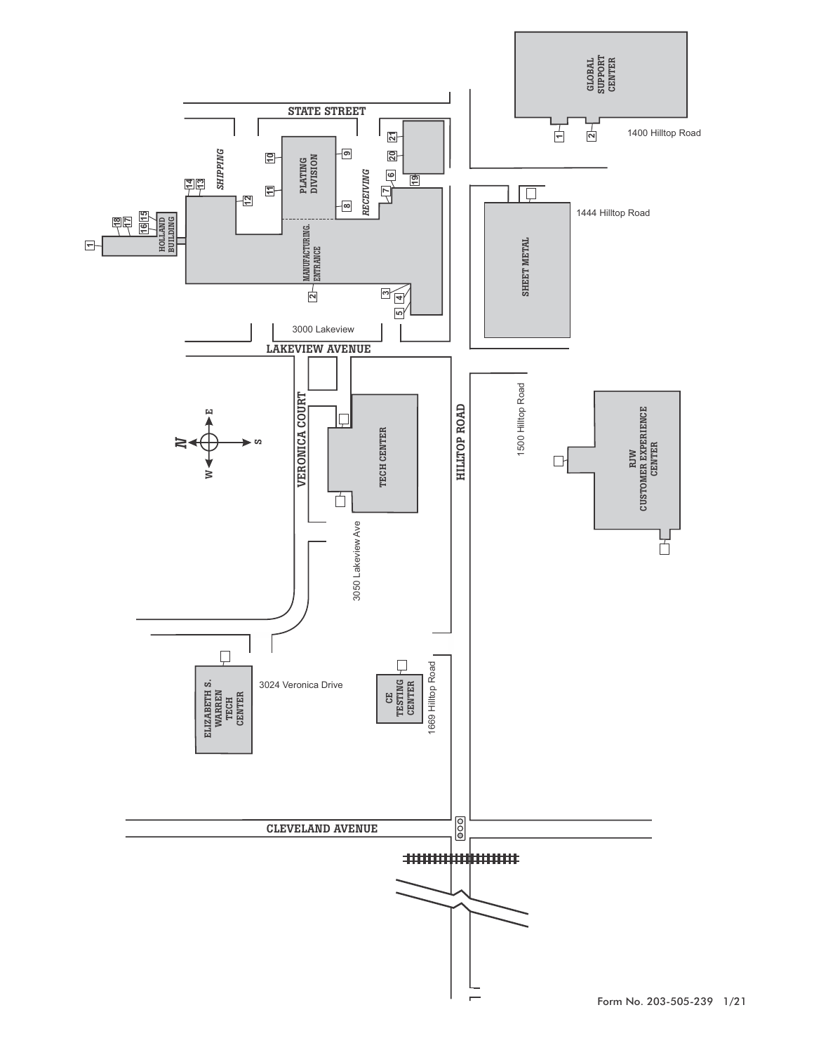STATE STREET

GLOBAL SUPPORT CENTER

1 2

1400 Hilltop Road

SHIPPING

PLATING DIVISION

RECEIVING

10 9 11 8 12 13 14 7 6 21 20 19

1444 Hilltop Road

SHEET METAL

HOLLAND BUILDING

1 18 17 16 15

MANUFACTURING. ENTRANCE

2 3 4 5

3000 Lakeview

LAKEVIEW AVENUE

N E S W

VERONICA COURT

TECH CENTER

3050 Lakeview Ave

HILLTOP ROAD

1500 Hilltop Road

RJW CUSTOMER EXPERIENCE CENTER

ELIZABETH S. WARREN TECH CENTER

3024 Veronica Drive

CE TESTING CENTER

1669 Hilltop Road

CLEVELAND AVENUE

Form No. 203-505-239 1/21